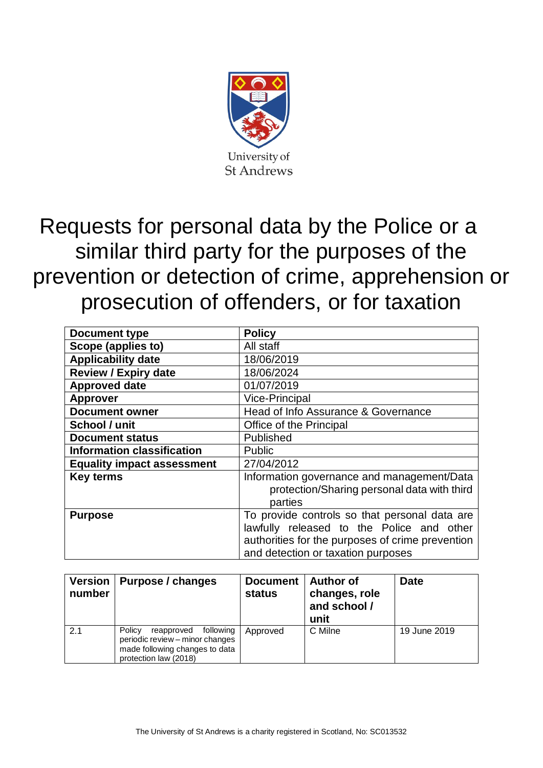University of St Andrews

# Requests for personal data by the Police or a similar third party for the purposes of the prevention or detection of crime, apprehension or prosecution of offenders, or for taxation

| Document type | Policy |
|---|---|
| Scope (applies to) | All staff |
| Applicability date | 18/06/2019 |
| Review / Expiry date | 18/06/2024 |
| Approved date | 01/07/2019 |
| Approver | Vice-Principal |
| Document owner | Head of Info Assurance & Governance |
| School / unit | Office of the Principal |
| Document status | Published |
| Information classification | Public |
| Equality impact assessment | 27/04/2012 |
| Key terms | Information governance and management/Data protection/Sharing personal data with third parties |
| Purpose | To provide controls so that personal data are lawfully released to the Police and other authorities for the purposes of crime prevention and detection or taxation purposes |

| Version number | Purpose / changes | Document status | Author of changes, role and school / unit | Date |
|---|---|---|---|---|
| 2.1 | Policy reapproved following periodic review – minor changes made following changes to data protection law (2018) | Approved | C Milne | 19 June 2019 |

The University of St Andrews is a charity registered in Scotland, No: SC013532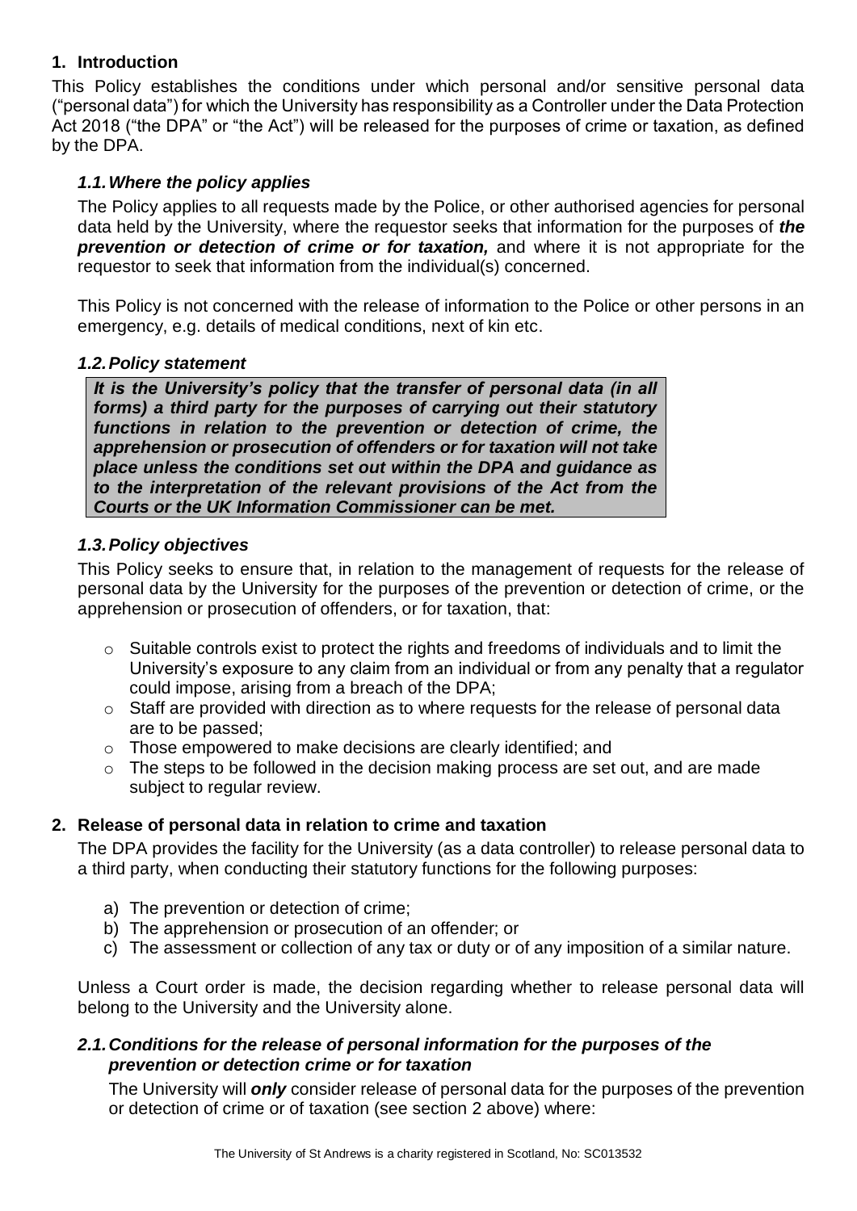## 1. Introduction

This Policy establishes the conditions under which personal and/or sensitive personal data ("personal data") for which the University has responsibility as a Controller under the Data Protection Act 2018 ("the DPA" or "the Act") will be released for the purposes of crime or taxation, as defined by the DPA.

### *1.1. Where the policy applies*

The Policy applies to all requests made by the Police, or other authorised agencies for personal data held by the University, where the requestor seeks that information for the purposes of ***the prevention or detection of crime or for taxation,*** and where it is not appropriate for the requestor to seek that information from the individual(s) concerned.

This Policy is not concerned with the release of information to the Police or other persons in an emergency, e.g. details of medical conditions, next of kin etc.

### *1.2. Policy statement*

***It is the University's policy that the transfer of personal data (in all forms) a third party for the purposes of carrying out their statutory functions in relation to the prevention or detection of crime, the apprehension or prosecution of offenders or for taxation will not take place unless the conditions set out within the DPA and guidance as to the interpretation of the relevant provisions of the Act from the Courts or the UK Information Commissioner can be met.***

### *1.3. Policy objectives*

This Policy seeks to ensure that, in relation to the management of requests for the release of personal data by the University for the purposes of the prevention or detection of crime, or the apprehension or prosecution of offenders, or for taxation, that:

- Suitable controls exist to protect the rights and freedoms of individuals and to limit the University's exposure to any claim from an individual or from any penalty that a regulator could impose, arising from a breach of the DPA;
- Staff are provided with direction as to where requests for the release of personal data are to be passed;
- Those empowered to make decisions are clearly identified; and
- The steps to be followed in the decision making process are set out, and are made subject to regular review.

## 2. Release of personal data in relation to crime and taxation

The DPA provides the facility for the University (as a data controller) to release personal data to a third party, when conducting their statutory functions for the following purposes:

a) The prevention or detection of crime;
b) The apprehension or prosecution of an offender; or
c) The assessment or collection of any tax or duty or of any imposition of a similar nature.

Unless a Court order is made, the decision regarding whether to release personal data will belong to the University and the University alone.

### *2.1. Conditions for the release of personal information for the purposes of the prevention or detection crime or for taxation*

The University will ***only*** consider release of personal data for the purposes of the prevention or detection of crime or of taxation (see section 2 above) where: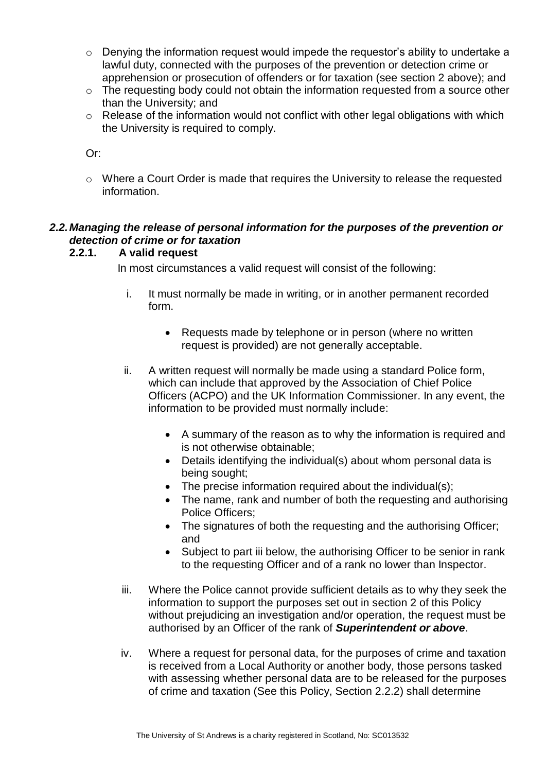- Denying the information request would impede the requestor's ability to undertake a lawful duty, connected with the purposes of the prevention or detection crime or apprehension or prosecution of offenders or for taxation (see section 2 above); and
- The requesting body could not obtain the information requested from a source other than the University; and
- Release of the information would not conflict with other legal obligations with which the University is required to comply.

Or:

- Where a Court Order is made that requires the University to release the requested information.

### *2.2. Managing the release of personal information for the purposes of the prevention or detection of crime or for taxation*

#### 2.2.1. A valid request

In most circumstances a valid request will consist of the following:

i. It must normally be made in writing, or in another permanent recorded form.

   - Requests made by telephone or in person (where no written request is provided) are not generally acceptable.

ii. A written request will normally be made using a standard Police form, which can include that approved by the Association of Chief Police Officers (ACPO) and the UK Information Commissioner. In any event, the information to be provided must normally include:

   - A summary of the reason as to why the information is required and is not otherwise obtainable;
   - Details identifying the individual(s) about whom personal data is being sought;
   - The precise information required about the individual(s);
   - The name, rank and number of both the requesting and authorising Police Officers;
   - The signatures of both the requesting and the authorising Officer; and
   - Subject to part iii below, the authorising Officer to be senior in rank to the requesting Officer and of a rank no lower than Inspector.

iii. Where the Police cannot provide sufficient details as to why they seek the information to support the purposes set out in section 2 of this Policy without prejudicing an investigation and/or operation, the request must be authorised by an Officer of the rank of ***Superintendent or above***.

iv. Where a request for personal data, for the purposes of crime and taxation is received from a Local Authority or another body, those persons tasked with assessing whether personal data are to be released for the purposes of crime and taxation (See this Policy, Section 2.2.2) shall determine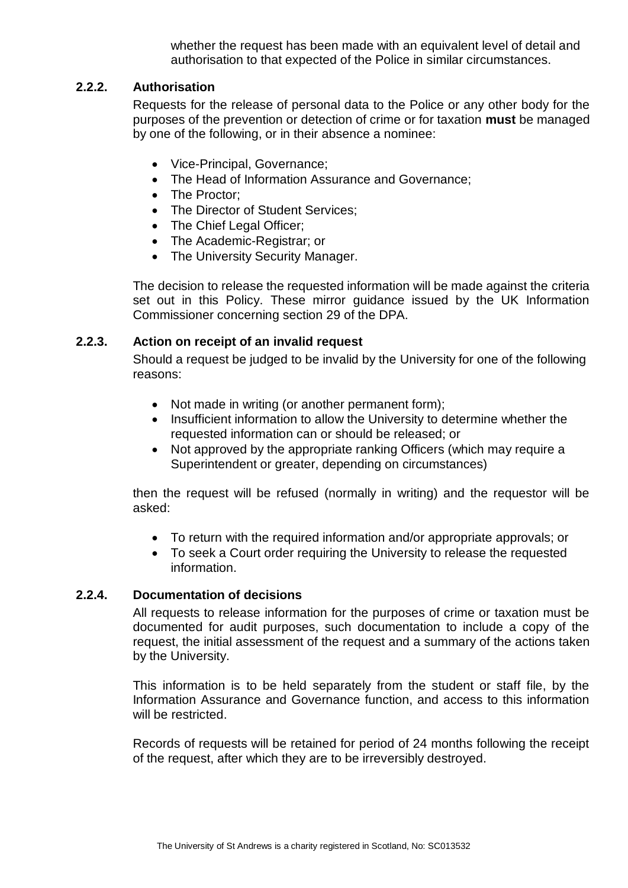whether the request has been made with an equivalent level of detail and authorisation to that expected of the Police in similar circumstances.

#### 2.2.2. Authorisation

Requests for the release of personal data to the Police or any other body for the purposes of the prevention or detection of crime or for taxation **must** be managed by one of the following, or in their absence a nominee:

- Vice-Principal, Governance;
- The Head of Information Assurance and Governance;
- The Proctor;
- The Director of Student Services;
- The Chief Legal Officer;
- The Academic-Registrar; or
- The University Security Manager.

The decision to release the requested information will be made against the criteria set out in this Policy. These mirror guidance issued by the UK Information Commissioner concerning section 29 of the DPA.

#### 2.2.3. Action on receipt of an invalid request

Should a request be judged to be invalid by the University for one of the following reasons:

- Not made in writing (or another permanent form);
- Insufficient information to allow the University to determine whether the requested information can or should be released; or
- Not approved by the appropriate ranking Officers (which may require a Superintendent or greater, depending on circumstances)

then the request will be refused (normally in writing) and the requestor will be asked:

- To return with the required information and/or appropriate approvals; or
- To seek a Court order requiring the University to release the requested information.

#### 2.2.4. Documentation of decisions

All requests to release information for the purposes of crime or taxation must be documented for audit purposes, such documentation to include a copy of the request, the initial assessment of the request and a summary of the actions taken by the University.

This information is to be held separately from the student or staff file, by the Information Assurance and Governance function, and access to this information will be restricted.

Records of requests will be retained for period of 24 months following the receipt of the request, after which they are to be irreversibly destroyed.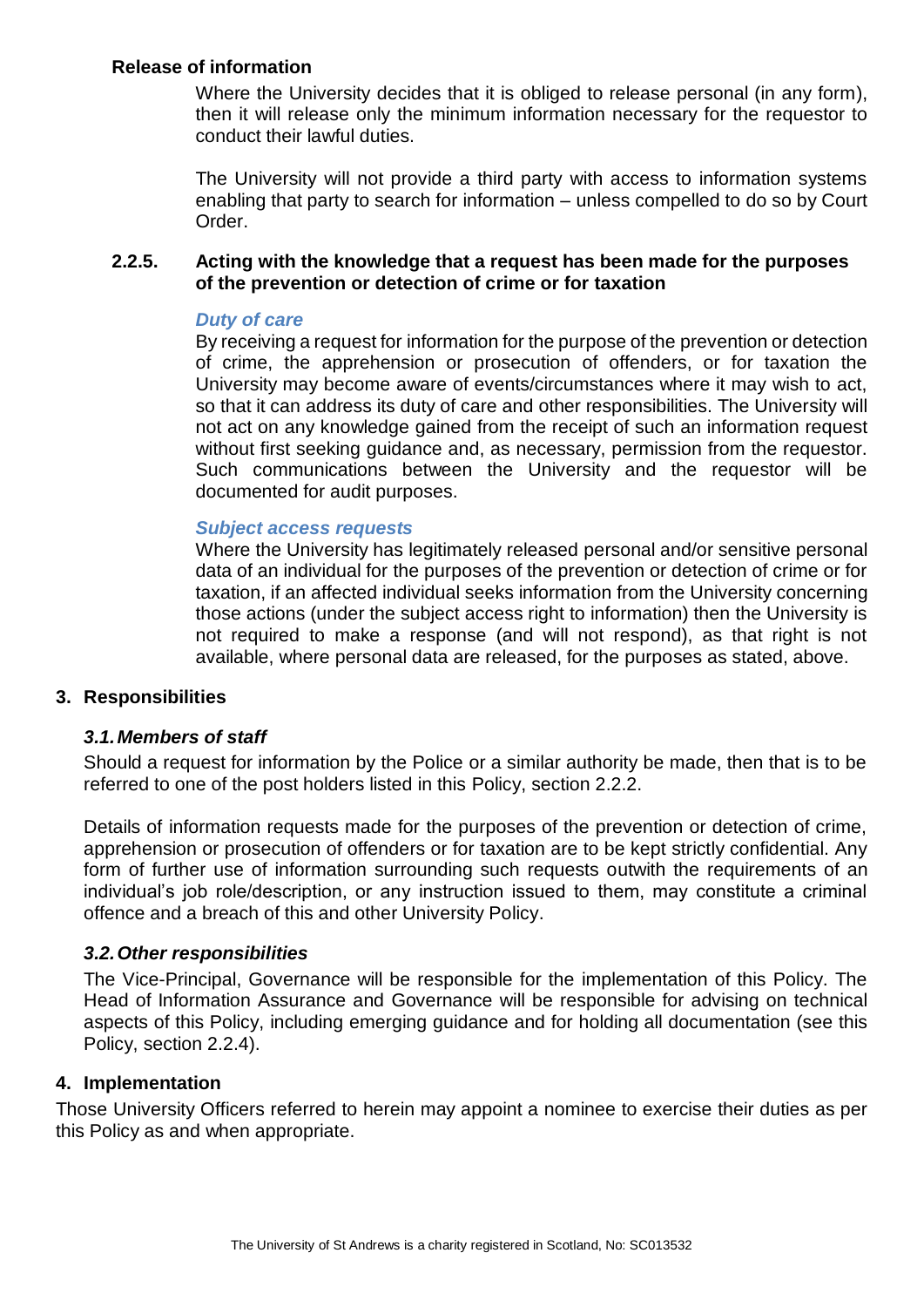**Release of information**

Where the University decides that it is obliged to release personal (in any form), then it will release only the minimum information necessary for the requestor to conduct their lawful duties.

The University will not provide a third party with access to information systems enabling that party to search for information – unless compelled to do so by Court Order.

#### 2.2.5. Acting with the knowledge that a request has been made for the purposes of the prevention or detection of crime or for taxation

***Duty of care***

By receiving a request for information for the purpose of the prevention or detection of crime, the apprehension or prosecution of offenders, or for taxation the University may become aware of events/circumstances where it may wish to act, so that it can address its duty of care and other responsibilities. The University will not act on any knowledge gained from the receipt of such an information request without first seeking guidance and, as necessary, permission from the requestor. Such communications between the University and the requestor will be documented for audit purposes.

***Subject access requests***

Where the University has legitimately released personal and/or sensitive personal data of an individual for the purposes of the prevention or detection of crime or for taxation, if an affected individual seeks information from the University concerning those actions (under the subject access right to information) then the University is not required to make a response (and will not respond), as that right is not available, where personal data are released, for the purposes as stated, above.

## 3. Responsibilities

### *3.1. Members of staff*

Should a request for information by the Police or a similar authority be made, then that is to be referred to one of the post holders listed in this Policy, section 2.2.2.

Details of information requests made for the purposes of the prevention or detection of crime, apprehension or prosecution of offenders or for taxation are to be kept strictly confidential. Any form of further use of information surrounding such requests outwith the requirements of an individual's job role/description, or any instruction issued to them, may constitute a criminal offence and a breach of this and other University Policy.

### *3.2. Other responsibilities*

The Vice-Principal, Governance will be responsible for the implementation of this Policy. The Head of Information Assurance and Governance will be responsible for advising on technical aspects of this Policy, including emerging guidance and for holding all documentation (see this Policy, section 2.2.4).

## 4. Implementation

Those University Officers referred to herein may appoint a nominee to exercise their duties as per this Policy as and when appropriate.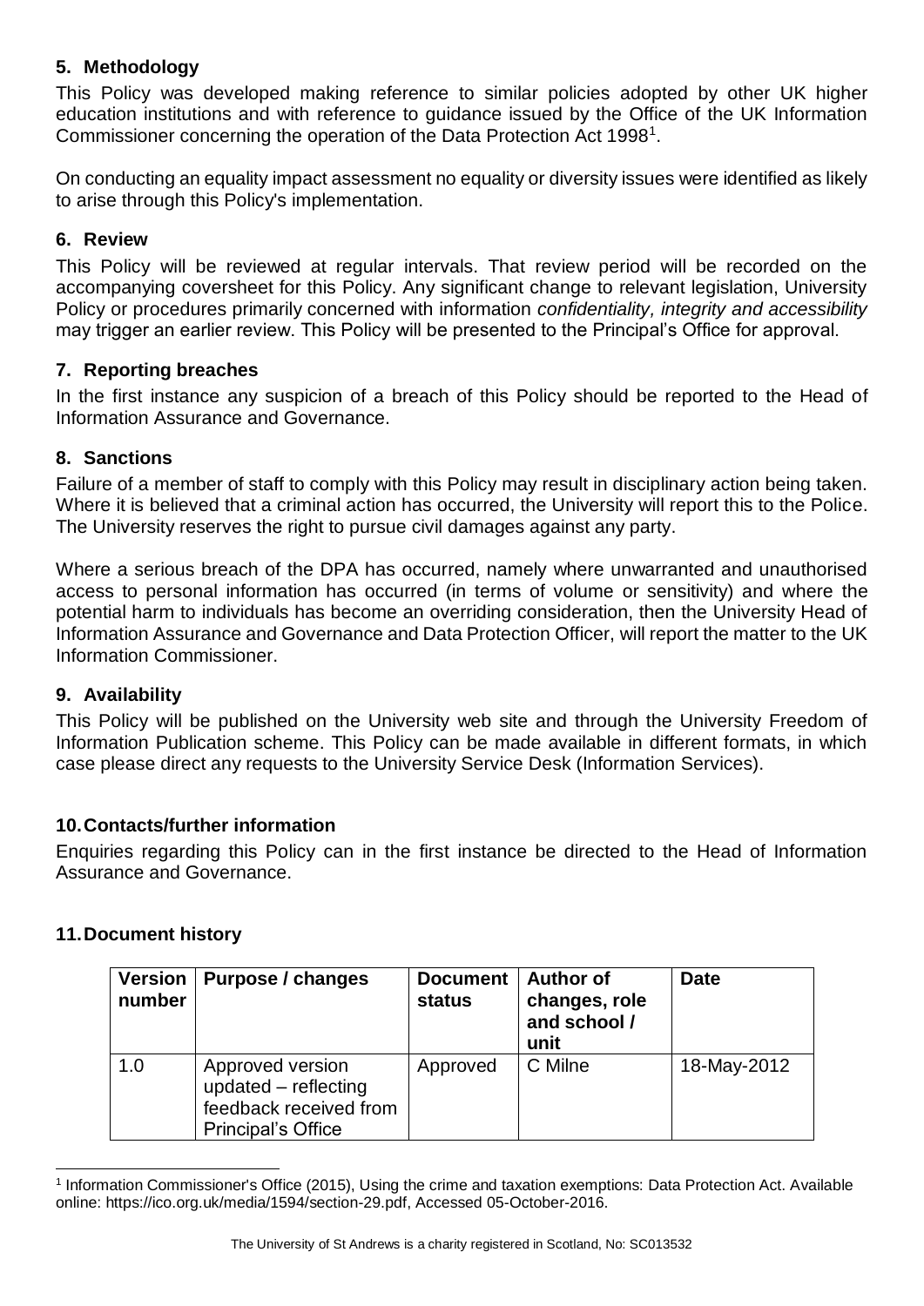## 5. Methodology

This Policy was developed making reference to similar policies adopted by other UK higher education institutions and with reference to guidance issued by the Office of the UK Information Commissioner concerning the operation of the Data Protection Act 1998[1].

On conducting an equality impact assessment no equality or diversity issues were identified as likely to arise through this Policy's implementation.

## 6. Review

This Policy will be reviewed at regular intervals. That review period will be recorded on the accompanying coversheet for this Policy. Any significant change to relevant legislation, University Policy or procedures primarily concerned with information *confidentiality, integrity and accessibility* may trigger an earlier review. This Policy will be presented to the Principal's Office for approval.

## 7. Reporting breaches

In the first instance any suspicion of a breach of this Policy should be reported to the Head of Information Assurance and Governance.

## 8. Sanctions

Failure of a member of staff to comply with this Policy may result in disciplinary action being taken. Where it is believed that a criminal action has occurred, the University will report this to the Police. The University reserves the right to pursue civil damages against any party.

Where a serious breach of the DPA has occurred, namely where unwarranted and unauthorised access to personal information has occurred (in terms of volume or sensitivity) and where the potential harm to individuals has become an overriding consideration, then the University Head of Information Assurance and Governance and Data Protection Officer, will report the matter to the UK Information Commissioner.

## 9. Availability

This Policy will be published on the University web site and through the University Freedom of Information Publication scheme. This Policy can be made available in different formats, in which case please direct any requests to the University Service Desk (Information Services).

## 10. Contacts/further information

Enquiries regarding this Policy can in the first instance be directed to the Head of Information Assurance and Governance.

## 11. Document history

| Version number | Purpose / changes | Document status | Author of changes, role and school / unit | Date |
|---|---|---|---|---|
| 1.0 | Approved version updated – reflecting feedback received from Principal's Office | Approved | C Milne | 18-May-2012 |

[1] Information Commissioner's Office (2015), Using the crime and taxation exemptions: Data Protection Act. Available online: https://ico.org.uk/media/1594/section-29.pdf, Accessed 05-October-2016.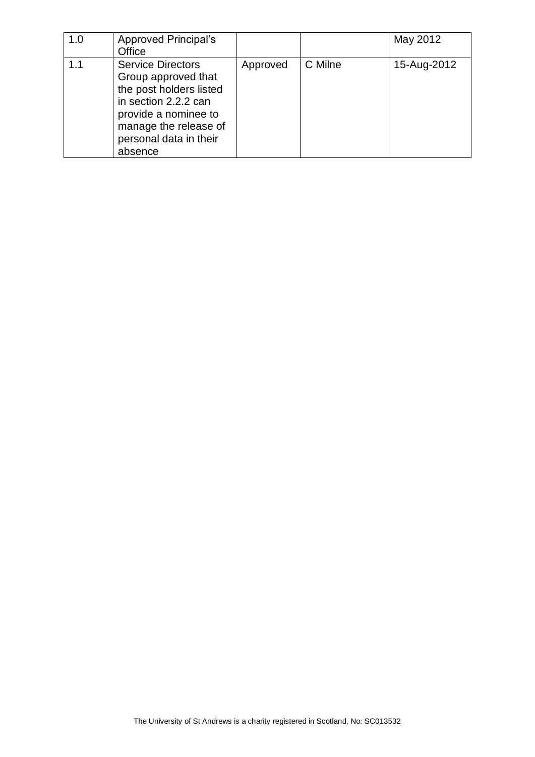| | | | | |
|---|---|---|---|---|
| 1.0 | Approved Principal's Office | | | May 2012 |
| 1.1 | Service Directors Group approved that the post holders listed in section 2.2.2 can provide a nominee to manage the release of personal data in their absence | Approved | C Milne | 15-Aug-2012 |

The University of St Andrews is a charity registered in Scotland, No: SC013532